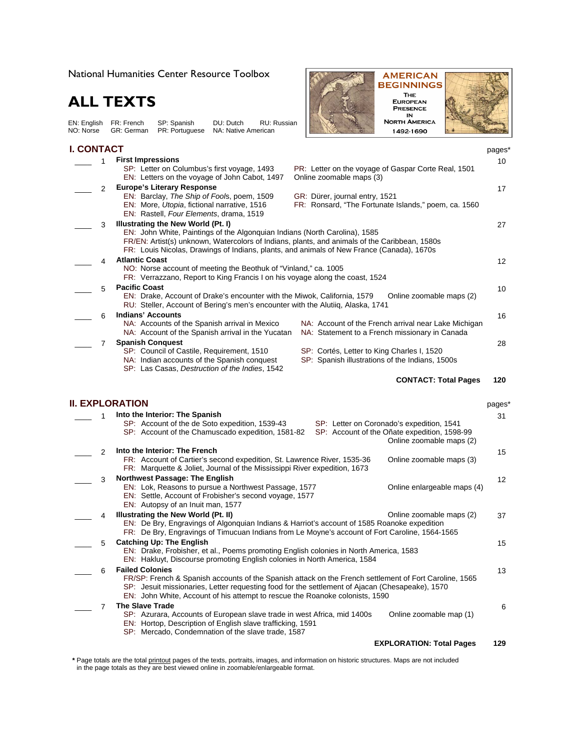National Humanities Center Resource Toolbox

# ALL TEXTS

**AMERICAN BEGINNINGS**
THE EUROPEAN PRESENCE IN NORTH AMERICA
1492-1690

EN: English FR: French SP: Spanish DU: Dutch RU: Russian
NO: Norse GR: German PR: Portuguese NA: Native American

## I. CONTACT

pages*

____ 1 **First Impressions** — 10
- SP: Letter on Columbus's first voyage, 1493
- EN: Letters on the voyage of John Cabot, 1497
- PR: Letter on the voyage of Gaspar Corte Real, 1501
- Online zoomable maps (3)

____ 2 **Europe's Literary Response** — 17
- EN: Barclay, *The Ship of Fools*, poem, 1509
- EN: More, *Utopia*, fictional narrative, 1516
- EN: Rastell, *Four Elements*, drama, 1519
- GR: Dürer, journal entry, 1521
- FR: Ronsard, "The Fortunate Islands," poem, ca. 1560

____ 3 **Illustrating the New World (Pt. I)** — 27
- EN: John White, Paintings of the Algonquian Indians (North Carolina), 1585
- FR/EN: Artist(s) unknown, Watercolors of Indians, plants, and animals of the Caribbean, 1580s
- FR: Louis Nicolas, Drawings of Indians, plants, and animals of New France (Canada), 1670s

____ 4 **Atlantic Coast** — 12
- NO: Norse account of meeting the Beothuk of "Vinland," ca. 1005
- FR: Verrazzano, Report to King Francis I on his voyage along the coast, 1524

____ 5 **Pacific Coast** — 10
- EN: Drake, Account of Drake's encounter with the Miwok, California, 1579
- RU: Steller, Account of Bering's men's encounter with the Alutiiq, Alaska, 1741
- Online zoomable maps (2)

____ 6 **Indians' Accounts** — 16
- NA: Accounts of the Spanish arrival in Mexico
- NA: Account of the Spanish arrival in the Yucatan
- NA: Account of the French arrival near Lake Michigan
- NA: Statement to a French missionary in Canada

____ 7 **Spanish Conquest** — 28
- SP: Council of Castile, Requirement, 1510
- NA: Indian accounts of the Spanish conquest
- SP: Las Casas, *Destruction of the Indies*, 1542
- SP: Cortés, Letter to King Charles I, 1520
- SP: Spanish illustrations of the Indians, 1500s

**CONTACT: Total Pages** — **120**

## II. EXPLORATION

pages*

____ 1 **Into the Interior: The Spanish** — 31
- SP: Account of the de Soto expedition, 1539-43
- SP: Account of the Chamuscado expedition, 1581-82
- SP: Letter on Coronado's expedition, 1541
- SP: Account of the Oñate expedition, 1598-99
- Online zoomable maps (2)

____ 2 **Into the Interior: The French** — 15
- FR: Account of Cartier's second expedition, St. Lawrence River, 1535-36
- FR: Marquette & Joliet, Journal of the Mississippi River expedition, 1673
- Online zoomable maps (3)

____ 3 **Northwest Passage: The English** — 12
- EN: Lok, Reasons to pursue a Northwest Passage, 1577
- EN: Settle, Account of Frobisher's second voyage, 1577
- EN: Autopsy of an Inuit man, 1577
- Online enlargeable maps (4)

____ 4 **Illustrating the New World (Pt. II)** — 37
- EN: De Bry, Engravings of Algonquian Indians & Harriot's account of 1585 Roanoke expedition
- FR: De Bry, Engravings of Timucuan Indians from Le Moyne's account of Fort Caroline, 1564-1565
- Online zoomable maps (2)

____ 5 **Catching Up: The English** — 15
- EN: Drake, Frobisher, et al., Poems promoting English colonies in North America, 1583
- EN: Hakluyt, Discourse promoting English colonies in North America, 1584

____ 6 **Failed Colonies** — 13
- FR/SP: French & Spanish accounts of the Spanish attack on the French settlement of Fort Caroline, 1565
- SP: Jesuit missionaries, Letter requesting food for the settlement of Ajacan (Chesapeake), 1570
- EN: John White, Account of his attempt to rescue the Roanoke colonists, 1590

____ 7 **The Slave Trade** — 6
- SP: Azurara, Accounts of European slave trade in west Africa, mid 1400s
- EN: Hortop, Description of English slave trafficking, 1591
- SP: Mercado, Condemnation of the slave trade, 1587
- Online zoomable map (1)

**EXPLORATION: Total Pages** — **129**

**\*** Page totals are the total printout pages of the texts, portraits, images, and information on historic structures. Maps are not included in the page totals as they are best viewed online in zoomable/enlargeable format.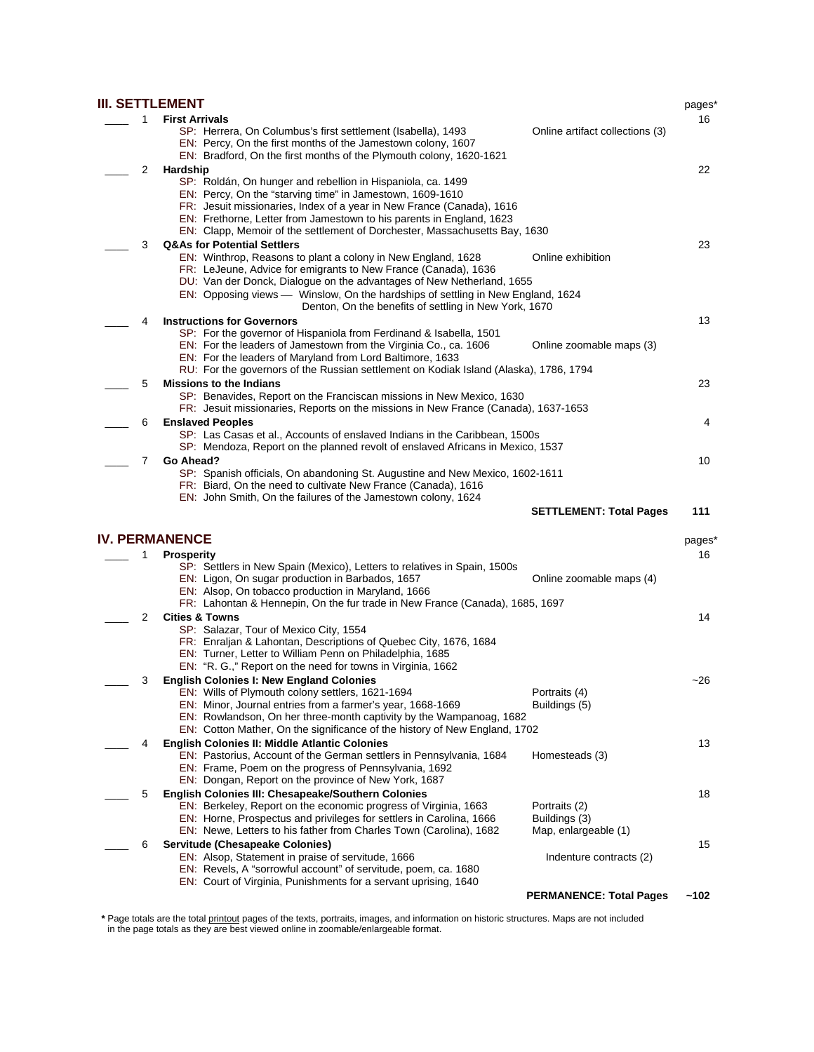## III. SETTLEMENT

pages*

____ 1 **First Arrivals** — 16

- SP: Herrera, On Columbus's first settlement (Isabella), 1493 — Online artifact collections (3)
- EN: Percy, On the first months of the Jamestown colony, 1607
- EN: Bradford, On the first months of the Plymouth colony, 1620-1621

____ 2 **Hardship** — 22

- SP: Roldán, On hunger and rebellion in Hispaniola, ca. 1499
- EN: Percy, On the "starving time" in Jamestown, 1609-1610
- FR: Jesuit missionaries, Index of a year in New France (Canada), 1616
- EN: Frethorne, Letter from Jamestown to his parents in England, 1623
- EN: Clapp, Memoir of the settlement of Dorchester, Massachusetts Bay, 1630

____ 3 **Q&As for Potential Settlers** — 23

- EN: Winthrop, Reasons to plant a colony in New England, 1628 — Online exhibition
- FR: LeJeune, Advice for emigrants to New France (Canada), 1636
- DU: Van der Donck, Dialogue on the advantages of New Netherland, 1655
- EN: Opposing views — Winslow, On the hardships of settling in New England, 1624
  Denton, On the benefits of settling in New York, 1670

____ 4 **Instructions for Governors** — 13

- SP: For the governor of Hispaniola from Ferdinand & Isabella, 1501
- EN: For the leaders of Jamestown from the Virginia Co., ca. 1606 — Online zoomable maps (3)
- EN: For the leaders of Maryland from Lord Baltimore, 1633
- RU: For the governors of the Russian settlement on Kodiak Island (Alaska), 1786, 1794

____ 5 **Missions to the Indians** — 23

- SP: Benavides, Report on the Franciscan missions in New Mexico, 1630
- FR: Jesuit missionaries, Reports on the missions in New France (Canada), 1637-1653

____ 6 **Enslaved Peoples** — 4

- SP: Las Casas et al., Accounts of enslaved Indians in the Caribbean, 1500s
- SP: Mendoza, Report on the planned revolt of enslaved Africans in Mexico, 1537

____ 7 **Go Ahead?** — 10

- SP: Spanish officials, On abandoning St. Augustine and New Mexico, 1602-1611
- FR: Biard, On the need to cultivate New France (Canada), 1616
- EN: John Smith, On the failures of the Jamestown colony, 1624

**SETTLEMENT: Total Pages** **111**

## IV. PERMANENCE

pages*

____ 1 **Prosperity** — 16

- SP: Settlers in New Spain (Mexico), Letters to relatives in Spain, 1500s
- EN: Ligon, On sugar production in Barbados, 1657 — Online zoomable maps (4)
- EN: Alsop, On tobacco production in Maryland, 1666
- FR: Lahontan & Hennepin, On the fur trade in New France (Canada), 1685, 1697

____ 2 **Cities & Towns** — 14

- SP: Salazar, Tour of Mexico City, 1554
- FR: Enraljan & Lahontan, Descriptions of Quebec City, 1676, 1684
- EN: Turner, Letter to William Penn on Philadelphia, 1685
- EN: "R. G.," Report on the need for towns in Virginia, 1662

____ 3 **English Colonies I: New England Colonies** — ~26

- EN: Wills of Plymouth colony settlers, 1621-1694 — Portraits (4)
- EN: Minor, Journal entries from a farmer's year, 1668-1669 — Buildings (5)
- EN: Rowlandson, On her three-month captivity by the Wampanoag, 1682
- EN: Cotton Mather, On the significance of the history of New England, 1702

____ 4 **English Colonies II: Middle Atlantic Colonies** — 13

- EN: Pastorius, Account of the German settlers in Pennsylvania, 1684 — Homesteads (3)
- EN: Frame, Poem on the progress of Pennsylvania, 1692
- EN: Dongan, Report on the province of New York, 1687

____ 5 **English Colonies III: Chesapeake/Southern Colonies** — 18

- EN: Berkeley, Report on the economic progress of Virginia, 1663 — Portraits (2)
- EN: Horne, Prospectus and privileges for settlers in Carolina, 1666 — Buildings (3)
- EN: Newe, Letters to his father from Charles Town (Carolina), 1682 — Map, enlargeable (1)

____ 6 **Servitude (Chesapeake Colonies)** — 15

- EN: Alsop, Statement in praise of servitude, 1666 — Indenture contracts (2)
- EN: Revels, A "sorrowful account" of servitude, poem, ca. 1680
- EN: Court of Virginia, Punishments for a servant uprising, 1640

**PERMANENCE: Total Pages** **~102**

**\*** Page totals are the total printout pages of the texts, portraits, images, and information on historic structures. Maps are not included in the page totals as they are best viewed online in zoomable/enlargeable format.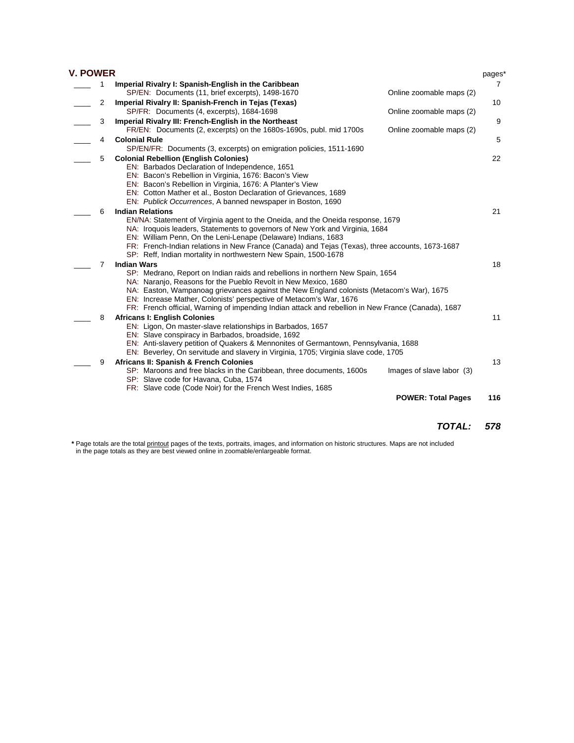## V. POWER

| | | | | pages* |
|---|---|---|---|---|
| ____ | 1 | **Imperial Rivalry I: Spanish-English in the Caribbean**<br>SP/EN: Documents (11, brief excerpts), 1498-1670 | Online zoomable maps (2) | 7 |
| ____ | 2 | **Imperial Rivalry II: Spanish-French in Tejas (Texas)**<br>SP/FR: Documents (4, excerpts), 1684-1698 | Online zoomable maps (2) | 10 |
| ____ | 3 | **Imperial Rivalry III: French-English in the Northeast**<br>FR/EN: Documents (2, excerpts) on the 1680s-1690s, publ. mid 1700s | Online zoomable maps (2) | 9 |
| ____ | 4 | **Colonial Rule**<br>SP/EN/FR: Documents (3, excerpts) on emigration policies, 1511-1690 | | 5 |
| ____ | 5 | **Colonial Rebellion (English Colonies)**<br>EN: Barbados Declaration of Independence, 1651<br>EN: Bacon's Rebellion in Virginia, 1676: Bacon's View<br>EN: Bacon's Rebellion in Virginia, 1676: A Planter's View<br>EN: Cotton Mather et al., Boston Declaration of Grievances, 1689<br>EN: *Publick Occurrences*, A banned newspaper in Boston, 1690 | | 22 |
| ____ | 6 | **Indian Relations**<br>EN/NA: Statement of Virginia agent to the Oneida, and the Oneida response, 1679<br>NA: Iroquois leaders, Statements to governors of New York and Virginia, 1684<br>EN: William Penn, On the Leni-Lenape (Delaware) Indians, 1683<br>FR: French-Indian relations in New France (Canada) and Tejas (Texas), three accounts, 1673-1687<br>SP: Reff, Indian mortality in northwestern New Spain, 1500-1678 | | 21 |
| ____ | 7 | **Indian Wars**<br>SP: Medrano, Report on Indian raids and rebellions in northern New Spain, 1654<br>NA: Naranjo, Reasons for the Pueblo Revolt in New Mexico, 1680<br>NA: Easton, Wampanoag grievances against the New England colonists (Metacom's War), 1675<br>EN: Increase Mather, Colonists' perspective of Metacom's War, 1676<br>FR: French official, Warning of impending Indian attack and rebellion in New France (Canada), 1687 | | 18 |
| ____ | 8 | **Africans I: English Colonies**<br>EN: Ligon, On master-slave relationships in Barbados, 1657<br>EN: Slave conspiracy in Barbados, broadside, 1692<br>EN: Anti-slavery petition of Quakers & Mennonites of Germantown, Pennsylvania, 1688<br>EN: Beverley, On servitude and slavery in Virginia, 1705; Virginia slave code, 1705 | | 11 |
| ____ | 9 | **Africans II: Spanish & French Colonies**<br>SP: Maroons and free blacks in the Caribbean, three documents, 1600s<br>SP: Slave code for Havana, Cuba, 1574<br>FR: Slave code (Code Noir) for the French West Indies, 1685 | Images of slave labor (3) | 13 |
| | | | **POWER: Total Pages** | **116** |

***TOTAL: 578***

**\*** Page totals are the total printout pages of the texts, portraits, images, and information on historic structures. Maps are not included in the page totals as they are best viewed online in zoomable/enlargeable format.